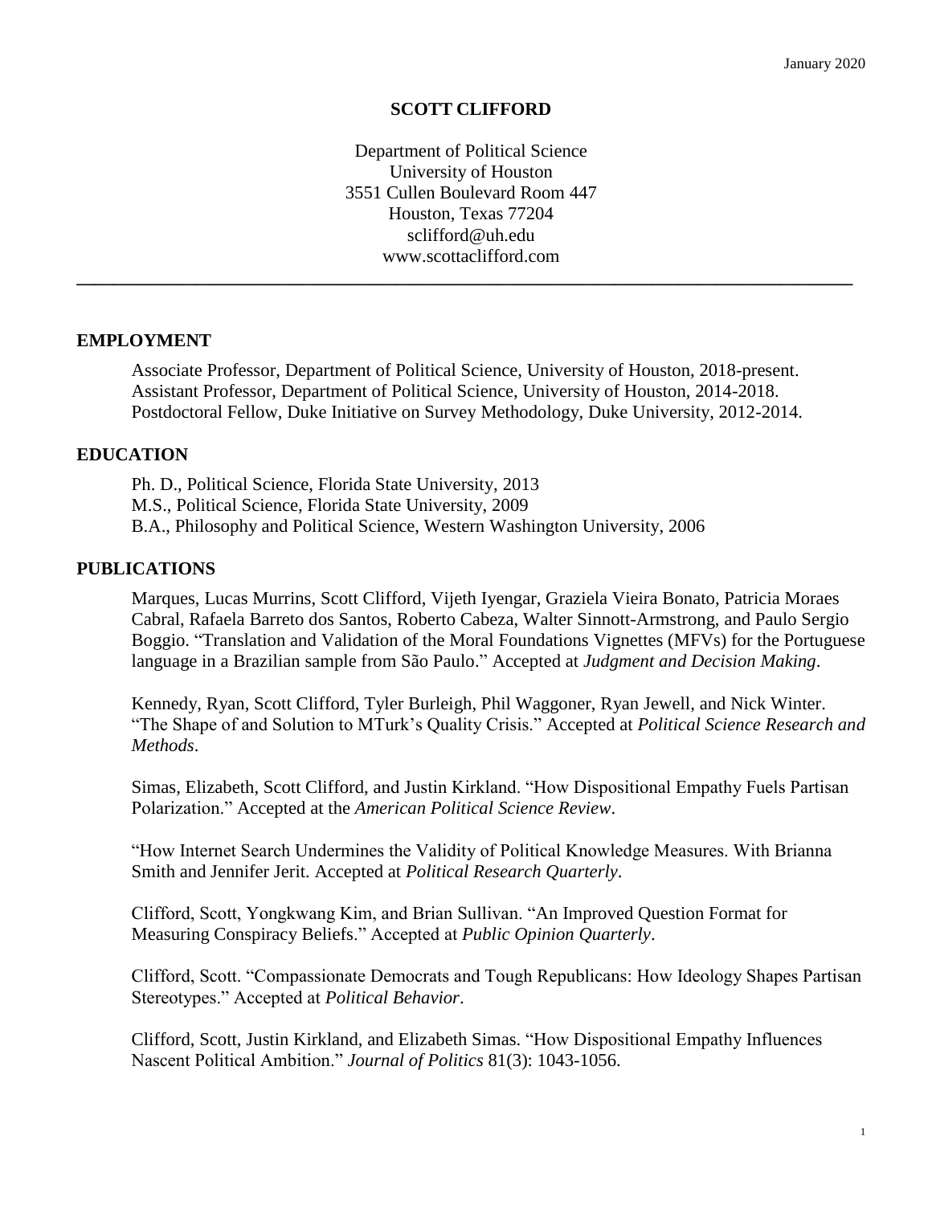January 2020

# SCOTT CLIFFORD

Department of Political Science
University of Houston
3551 Cullen Boulevard Room 447
Houston, Texas 77204
sclifford@uh.edu
www.scottaclifford.com

---

## EMPLOYMENT

Associate Professor, Department of Political Science, University of Houston, 2018-present.
Assistant Professor, Department of Political Science, University of Houston, 2014-2018.
Postdoctoral Fellow, Duke Initiative on Survey Methodology, Duke University, 2012-2014.

## EDUCATION

Ph. D., Political Science, Florida State University, 2013
M.S., Political Science, Florida State University, 2009
B.A., Philosophy and Political Science, Western Washington University, 2006

## PUBLICATIONS

Marques, Lucas Murrins, Scott Clifford, Vijeth Iyengar, Graziela Vieira Bonato, Patricia Moraes Cabral, Rafaela Barreto dos Santos, Roberto Cabeza, Walter Sinnott-Armstrong, and Paulo Sergio Boggio. "Translation and Validation of the Moral Foundations Vignettes (MFVs) for the Portuguese language in a Brazilian sample from São Paulo." Accepted at *Judgment and Decision Making*.

Kennedy, Ryan, Scott Clifford, Tyler Burleigh, Phil Waggoner, Ryan Jewell, and Nick Winter. "The Shape of and Solution to MTurk's Quality Crisis." Accepted at *Political Science Research and Methods*.

Simas, Elizabeth, Scott Clifford, and Justin Kirkland. "How Dispositional Empathy Fuels Partisan Polarization." Accepted at the *American Political Science Review*.

"How Internet Search Undermines the Validity of Political Knowledge Measures. With Brianna Smith and Jennifer Jerit. Accepted at *Political Research Quarterly*.

Clifford, Scott, Yongkwang Kim, and Brian Sullivan. "An Improved Question Format for Measuring Conspiracy Beliefs." Accepted at *Public Opinion Quarterly*.

Clifford, Scott. "Compassionate Democrats and Tough Republicans: How Ideology Shapes Partisan Stereotypes." Accepted at *Political Behavior*.

Clifford, Scott, Justin Kirkland, and Elizabeth Simas. "How Dispositional Empathy Influences Nascent Political Ambition." *Journal of Politics* 81(3): 1043-1056.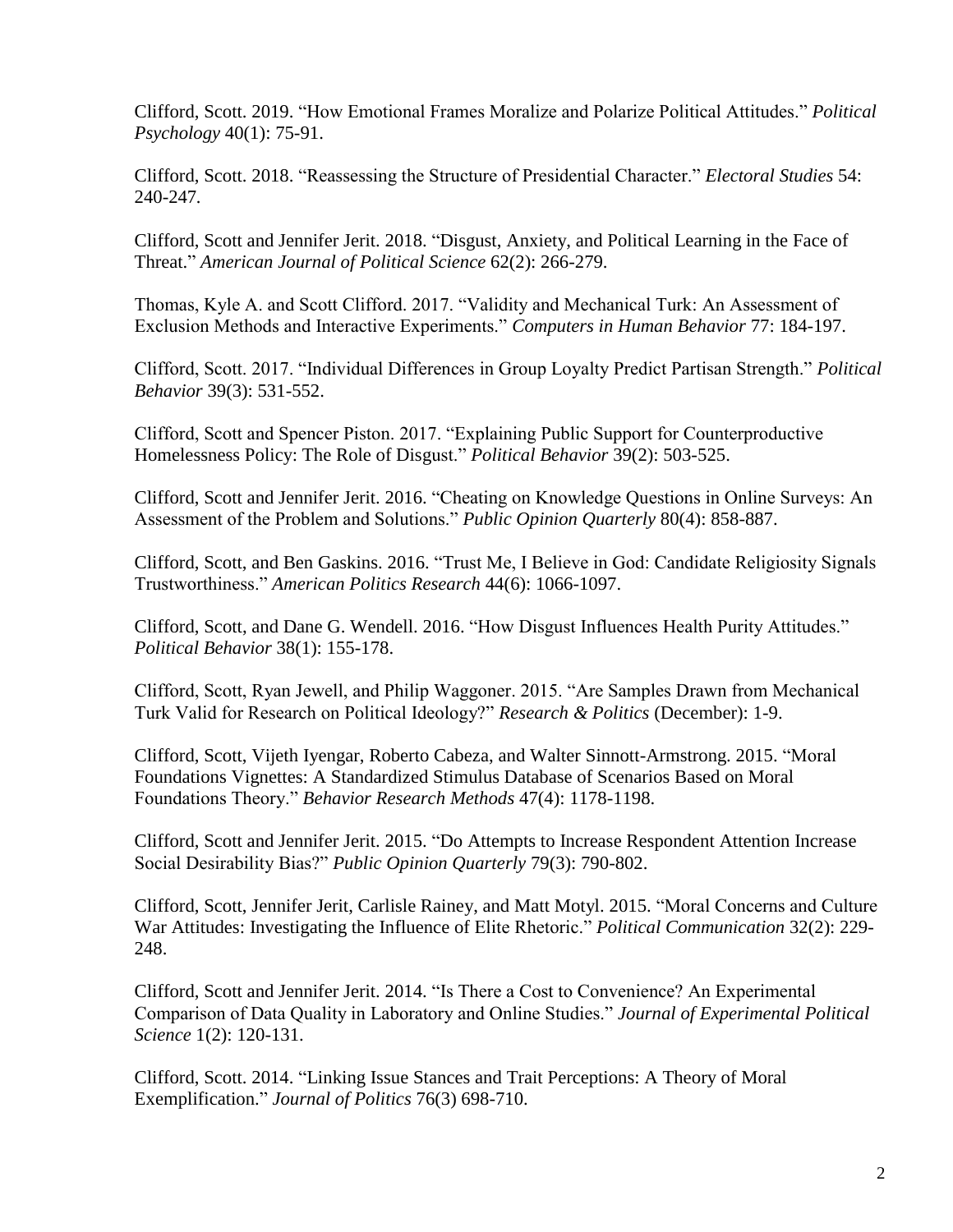Clifford, Scott. 2019. "How Emotional Frames Moralize and Polarize Political Attitudes." *Political Psychology* 40(1): 75-91.

Clifford, Scott. 2018. "Reassessing the Structure of Presidential Character." *Electoral Studies* 54: 240-247.

Clifford, Scott and Jennifer Jerit. 2018. "Disgust, Anxiety, and Political Learning in the Face of Threat." *American Journal of Political Science* 62(2): 266-279.

Thomas, Kyle A. and Scott Clifford. 2017. "Validity and Mechanical Turk: An Assessment of Exclusion Methods and Interactive Experiments." *Computers in Human Behavior* 77: 184-197.

Clifford, Scott. 2017. "Individual Differences in Group Loyalty Predict Partisan Strength." *Political Behavior* 39(3): 531-552.

Clifford, Scott and Spencer Piston. 2017. "Explaining Public Support for Counterproductive Homelessness Policy: The Role of Disgust." *Political Behavior* 39(2): 503-525.

Clifford, Scott and Jennifer Jerit. 2016. "Cheating on Knowledge Questions in Online Surveys: An Assessment of the Problem and Solutions." *Public Opinion Quarterly* 80(4): 858-887.

Clifford, Scott, and Ben Gaskins. 2016. "Trust Me, I Believe in God: Candidate Religiosity Signals Trustworthiness." *American Politics Research* 44(6): 1066-1097.

Clifford, Scott, and Dane G. Wendell. 2016. "How Disgust Influences Health Purity Attitudes." *Political Behavior* 38(1): 155-178.

Clifford, Scott, Ryan Jewell, and Philip Waggoner. 2015. "Are Samples Drawn from Mechanical Turk Valid for Research on Political Ideology?" *Research & Politics* (December): 1-9.

Clifford, Scott, Vijeth Iyengar, Roberto Cabeza, and Walter Sinnott-Armstrong. 2015. "Moral Foundations Vignettes: A Standardized Stimulus Database of Scenarios Based on Moral Foundations Theory." *Behavior Research Methods* 47(4): 1178-1198.

Clifford, Scott and Jennifer Jerit. 2015. "Do Attempts to Increase Respondent Attention Increase Social Desirability Bias?" *Public Opinion Quarterly* 79(3): 790-802.

Clifford, Scott, Jennifer Jerit, Carlisle Rainey, and Matt Motyl. 2015. "Moral Concerns and Culture War Attitudes: Investigating the Influence of Elite Rhetoric." *Political Communication* 32(2): 229-248.

Clifford, Scott and Jennifer Jerit. 2014. "Is There a Cost to Convenience? An Experimental Comparison of Data Quality in Laboratory and Online Studies." *Journal of Experimental Political Science* 1(2): 120-131.

Clifford, Scott. 2014. "Linking Issue Stances and Trait Perceptions: A Theory of Moral Exemplification." *Journal of Politics* 76(3) 698-710.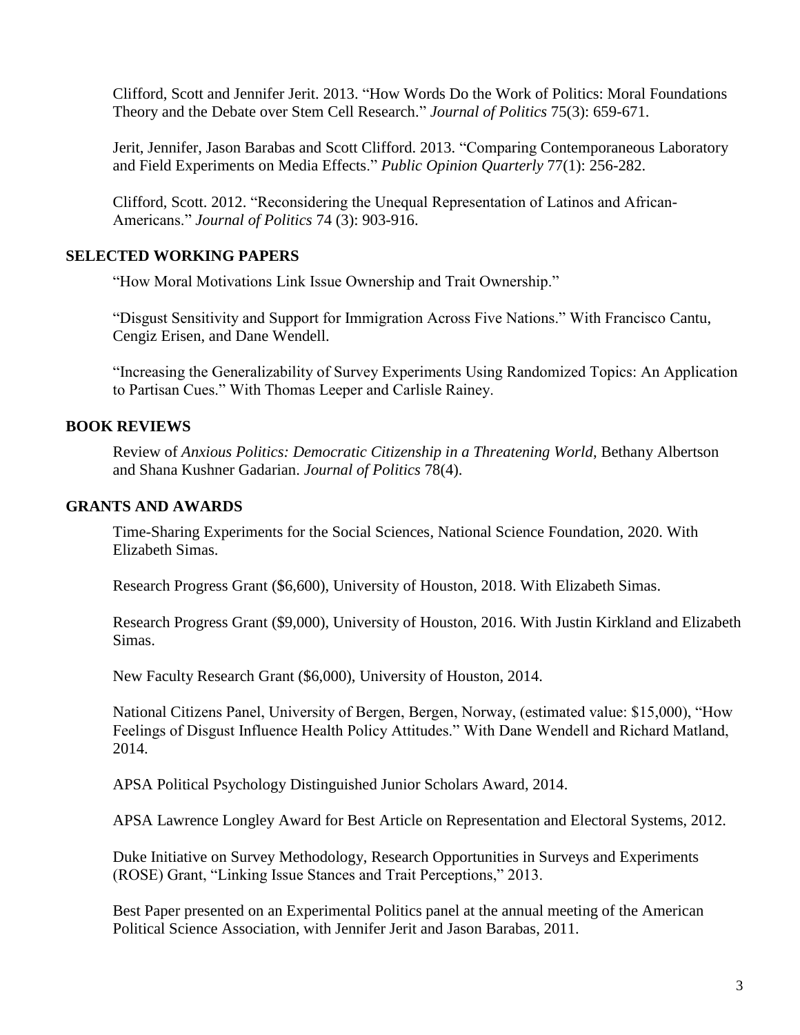Clifford, Scott and Jennifer Jerit. 2013. "How Words Do the Work of Politics: Moral Foundations Theory and the Debate over Stem Cell Research." *Journal of Politics* 75(3): 659-671.

Jerit, Jennifer, Jason Barabas and Scott Clifford. 2013. "Comparing Contemporaneous Laboratory and Field Experiments on Media Effects." *Public Opinion Quarterly* 77(1): 256-282.

Clifford, Scott. 2012. "Reconsidering the Unequal Representation of Latinos and African-Americans." *Journal of Politics* 74 (3): 903-916.

## SELECTED WORKING PAPERS

"How Moral Motivations Link Issue Ownership and Trait Ownership."

"Disgust Sensitivity and Support for Immigration Across Five Nations." With Francisco Cantu, Cengiz Erisen, and Dane Wendell.

"Increasing the Generalizability of Survey Experiments Using Randomized Topics: An Application to Partisan Cues." With Thomas Leeper and Carlisle Rainey.

## BOOK REVIEWS

Review of *Anxious Politics: Democratic Citizenship in a Threatening World*, Bethany Albertson and Shana Kushner Gadarian. *Journal of Politics* 78(4).

## GRANTS AND AWARDS

Time-Sharing Experiments for the Social Sciences, National Science Foundation, 2020. With Elizabeth Simas.

Research Progress Grant ($6,600), University of Houston, 2018. With Elizabeth Simas.

Research Progress Grant ($9,000), University of Houston, 2016. With Justin Kirkland and Elizabeth Simas.

New Faculty Research Grant ($6,000), University of Houston, 2014.

National Citizens Panel, University of Bergen, Bergen, Norway, (estimated value: $15,000), "How Feelings of Disgust Influence Health Policy Attitudes." With Dane Wendell and Richard Matland, 2014.

APSA Political Psychology Distinguished Junior Scholars Award, 2014.

APSA Lawrence Longley Award for Best Article on Representation and Electoral Systems, 2012.

Duke Initiative on Survey Methodology, Research Opportunities in Surveys and Experiments (ROSE) Grant, "Linking Issue Stances and Trait Perceptions," 2013.

Best Paper presented on an Experimental Politics panel at the annual meeting of the American Political Science Association, with Jennifer Jerit and Jason Barabas, 2011.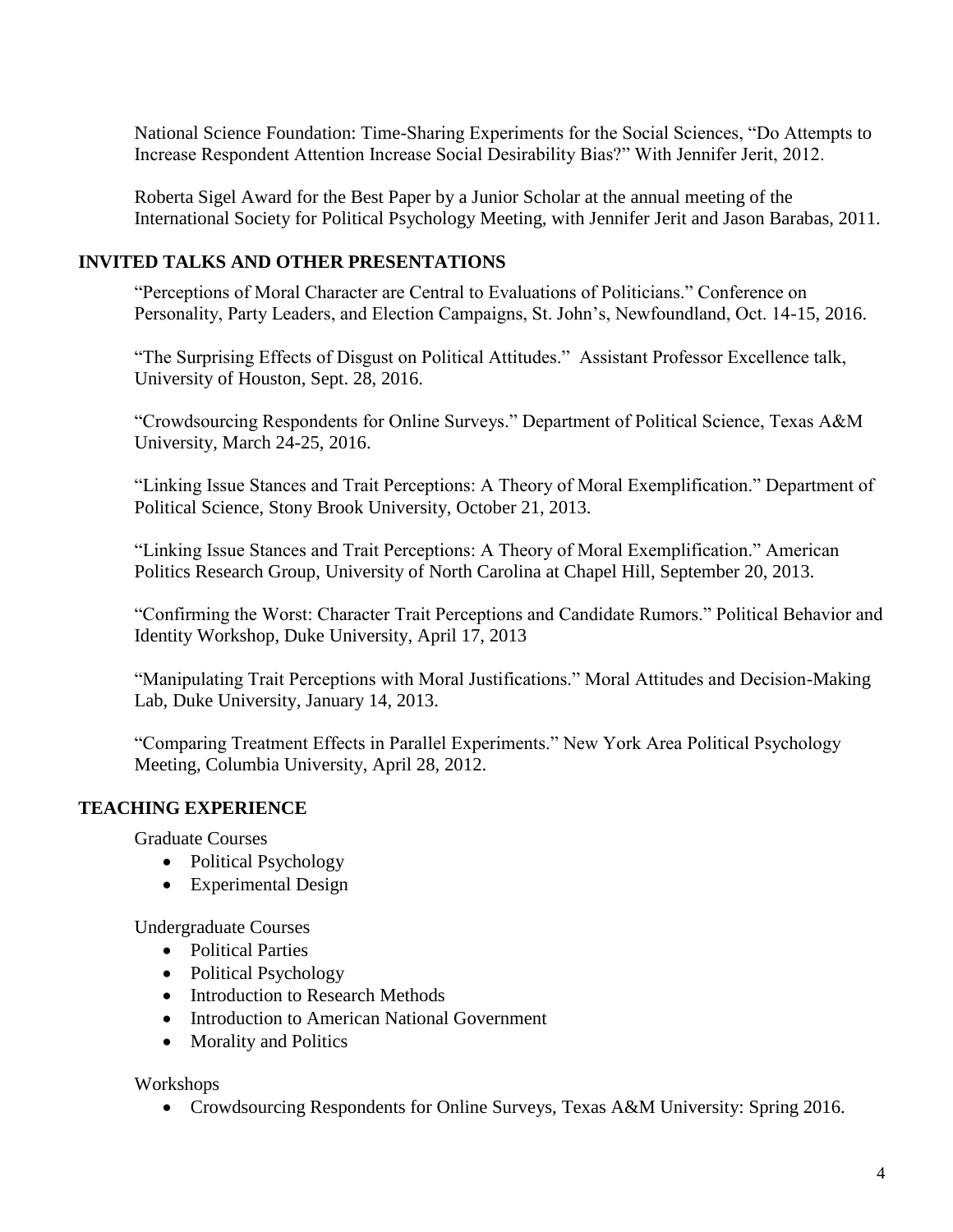National Science Foundation: Time-Sharing Experiments for the Social Sciences, "Do Attempts to Increase Respondent Attention Increase Social Desirability Bias?" With Jennifer Jerit, 2012.

Roberta Sigel Award for the Best Paper by a Junior Scholar at the annual meeting of the International Society for Political Psychology Meeting, with Jennifer Jerit and Jason Barabas, 2011.

## INVITED TALKS AND OTHER PRESENTATIONS

"Perceptions of Moral Character are Central to Evaluations of Politicians." Conference on Personality, Party Leaders, and Election Campaigns, St. John's, Newfoundland, Oct. 14-15, 2016.

"The Surprising Effects of Disgust on Political Attitudes." Assistant Professor Excellence talk, University of Houston, Sept. 28, 2016.

"Crowdsourcing Respondents for Online Surveys." Department of Political Science, Texas A&M University, March 24-25, 2016.

"Linking Issue Stances and Trait Perceptions: A Theory of Moral Exemplification." Department of Political Science, Stony Brook University, October 21, 2013.

"Linking Issue Stances and Trait Perceptions: A Theory of Moral Exemplification." American Politics Research Group, University of North Carolina at Chapel Hill, September 20, 2013.

"Confirming the Worst: Character Trait Perceptions and Candidate Rumors." Political Behavior and Identity Workshop, Duke University, April 17, 2013

"Manipulating Trait Perceptions with Moral Justifications." Moral Attitudes and Decision-Making Lab, Duke University, January 14, 2013.

"Comparing Treatment Effects in Parallel Experiments." New York Area Political Psychology Meeting, Columbia University, April 28, 2012.

## TEACHING EXPERIENCE

Graduate Courses

- Political Psychology
- Experimental Design

Undergraduate Courses

- Political Parties
- Political Psychology
- Introduction to Research Methods
- Introduction to American National Government
- Morality and Politics

Workshops

- Crowdsourcing Respondents for Online Surveys, Texas A&M University: Spring 2016.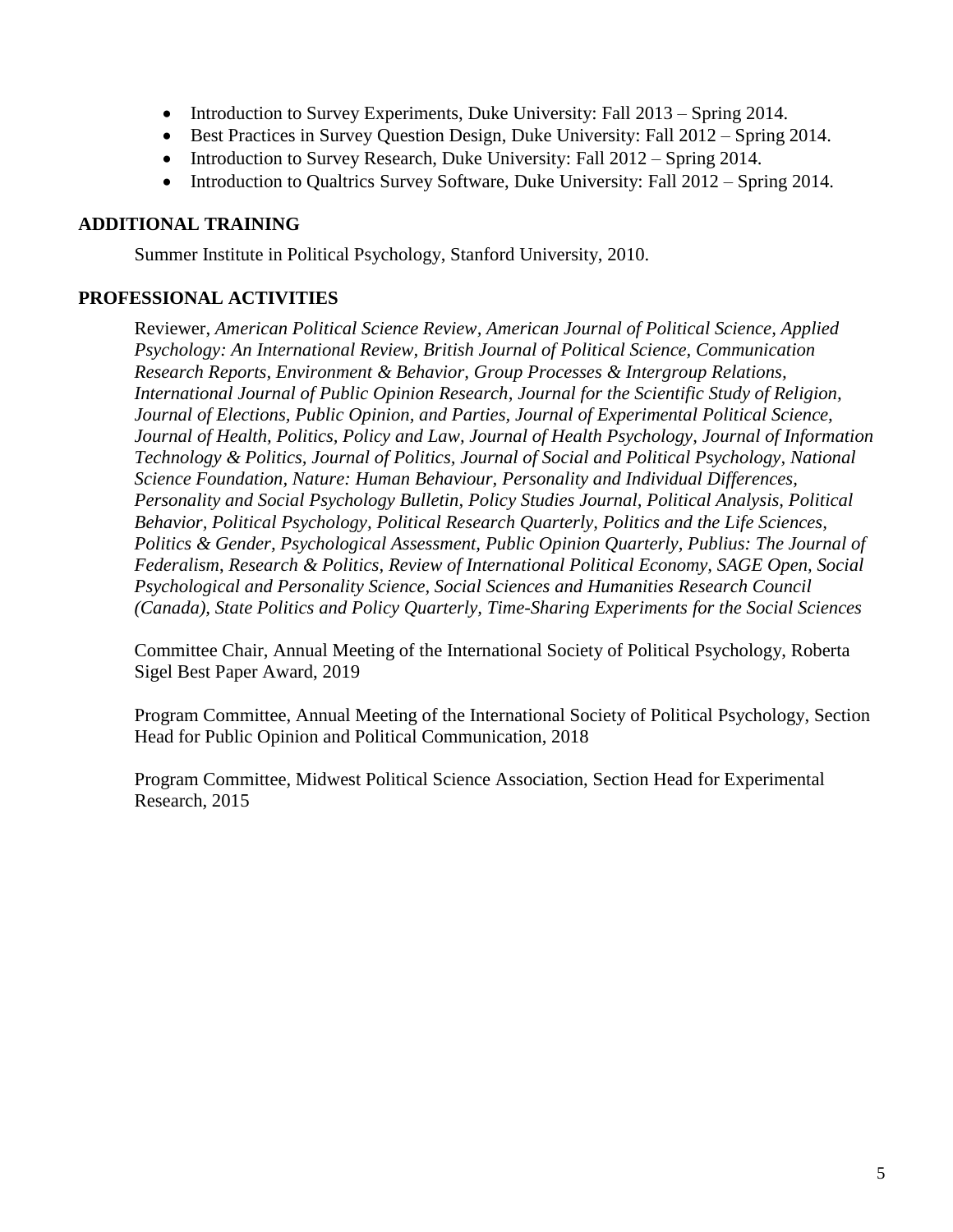- Introduction to Survey Experiments, Duke University: Fall 2013 – Spring 2014.
- Best Practices in Survey Question Design, Duke University: Fall 2012 – Spring 2014.
- Introduction to Survey Research, Duke University: Fall 2012 – Spring 2014.
- Introduction to Qualtrics Survey Software, Duke University: Fall 2012 – Spring 2014.

## ADDITIONAL TRAINING

Summer Institute in Political Psychology, Stanford University, 2010.

## PROFESSIONAL ACTIVITIES

Reviewer, *American Political Science Review, American Journal of Political Science, Applied Psychology: An International Review, British Journal of Political Science, Communication Research Reports, Environment & Behavior, Group Processes & Intergroup Relations, International Journal of Public Opinion Research, Journal for the Scientific Study of Religion, Journal of Elections, Public Opinion, and Parties, Journal of Experimental Political Science, Journal of Health, Politics, Policy and Law, Journal of Health Psychology, Journal of Information Technology & Politics, Journal of Politics, Journal of Social and Political Psychology, National Science Foundation, Nature: Human Behaviour, Personality and Individual Differences, Personality and Social Psychology Bulletin, Policy Studies Journal, Political Analysis, Political Behavior, Political Psychology, Political Research Quarterly, Politics and the Life Sciences, Politics & Gender, Psychological Assessment, Public Opinion Quarterly, Publius: The Journal of Federalism, Research & Politics, Review of International Political Economy, SAGE Open, Social Psychological and Personality Science, Social Sciences and Humanities Research Council (Canada), State Politics and Policy Quarterly, Time-Sharing Experiments for the Social Sciences*

Committee Chair, Annual Meeting of the International Society of Political Psychology, Roberta Sigel Best Paper Award, 2019

Program Committee, Annual Meeting of the International Society of Political Psychology, Section Head for Public Opinion and Political Communication, 2018

Program Committee, Midwest Political Science Association, Section Head for Experimental Research, 2015